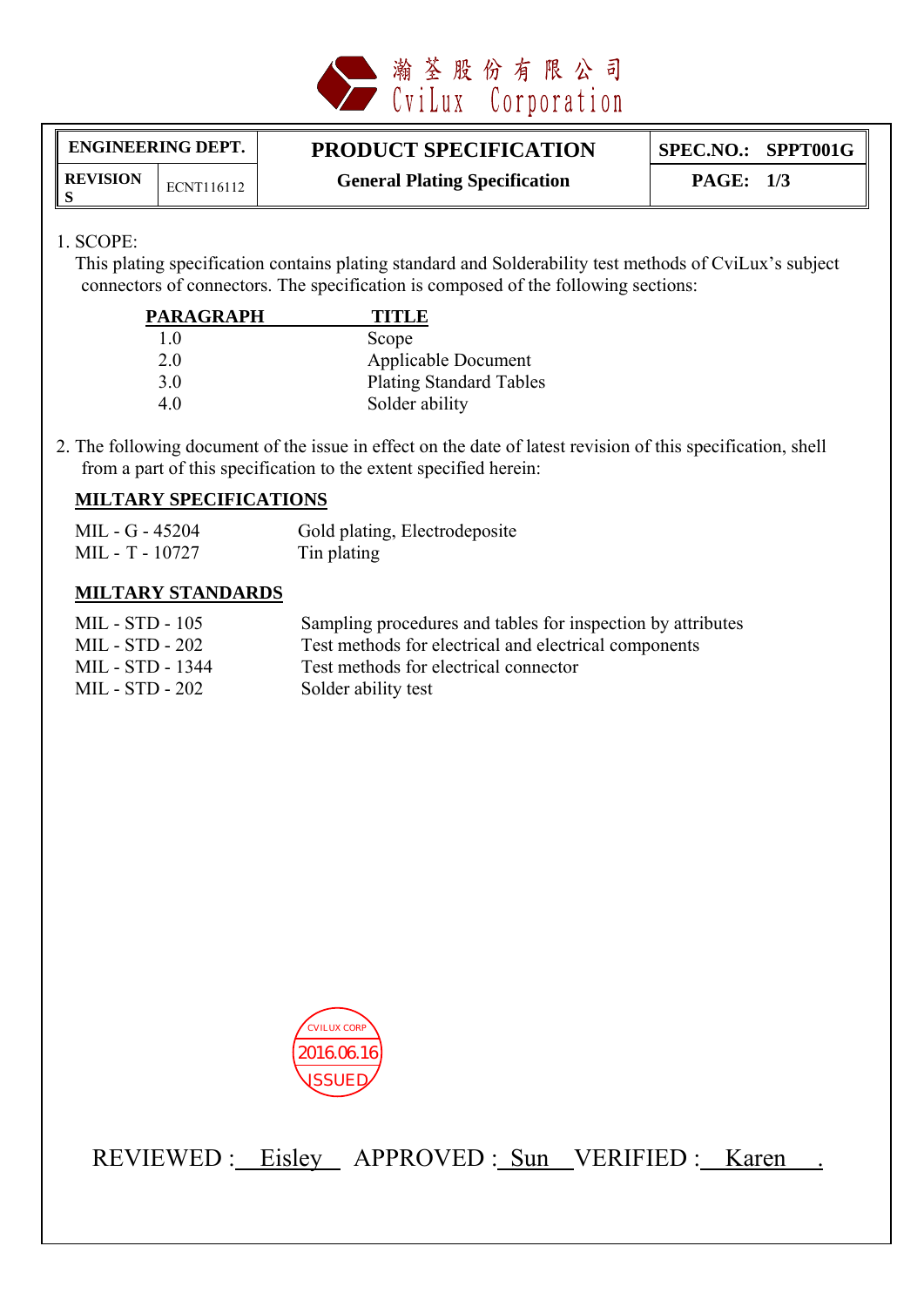瀚荃股份有限公司
CviLux Corporation

| ENGINEERING DEPT. | | PRODUCT SPECIFICATION | SPEC.NO.: SPPT001G |
|---|---|---|---|
| REVISIONS | ECNT116112 | General Plating Specification | PAGE: 1/3 |

1. SCOPE:
   This plating specification contains plating standard and Solderability test methods of CviLux's subject connectors of connectors. The specification is composed of the following sections:

| PARAGRAPH | TITLE |
|---|---|
| 1.0 | Scope |
| 2.0 | Applicable Document |
| 3.0 | Plating Standard Tables |
| 4.0 | Solder ability |

2. The following document of the issue in effect on the date of latest revision of this specification, shell from a part of this specification to the extent specified herein:

**MILTARY SPECIFICATIONS**

| | |
|---|---|
| MIL - G - 45204 | Gold plating, Electrodeposite |
| MIL - T - 10727 | Tin plating |

**MILTARY STANDARDS**

| | |
|---|---|
| MIL - STD - 105 | Sampling procedures and tables for inspection by attributes |
| MIL - STD - 202 | Test methods for electrical and electrical components |
| MIL - STD - 1344 | Test methods for electrical connector |
| MIL - STD - 202 | Solder ability test |

CVILUX CORP 2016.06.16 ISSUED

REVIEWED : Eisley APPROVED : Sun VERIFIED : Karen .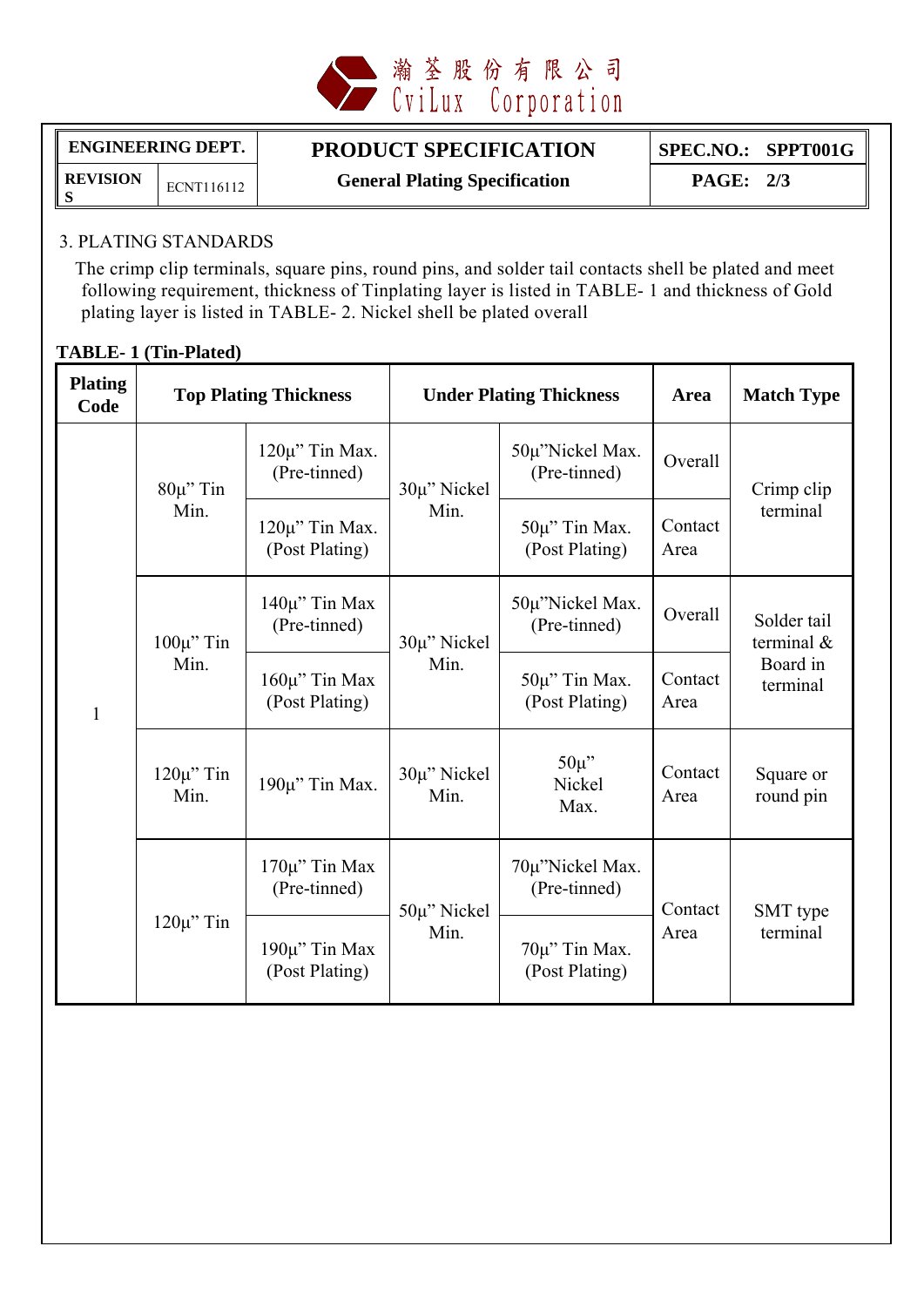瀚荃股份有限公司
CviLux Corporation

| ENGINEERING DEPT. | | PRODUCT SPECIFICATION | SPEC.NO.: SPPT001G |
|---|---|---|---|
| REVISIONS | ECNT116112 | General Plating Specification | PAGE: 2/3 |

3. PLATING STANDARDS

The crimp clip terminals, square pins, round pins, and solder tail contacts shell be plated and meet following requirement, thickness of Tinplating layer is listed in TABLE- 1 and thickness of Gold plating layer is listed in TABLE- 2. Nickel shell be plated overall

**TABLE- 1 (Tin-Plated)**

| Plating Code | Top Plating Thickness | | Under Plating Thickness | | Area | Match Type |
|---|---|---|---|---|---|---|
| 1 | 80μ" Tin Min. | 120μ" Tin Max. (Pre-tinned) | 30μ" Nickel Min. | 50μ"Nickel Max. (Pre-tinned) | Overall | Crimp clip terminal |
| | | 120μ" Tin Max. (Post Plating) | | 50μ" Tin Max. (Post Plating) | Contact Area | |
| | 100μ" Tin Min. | 140μ" Tin Max (Pre-tinned) | 30μ" Nickel Min. | 50μ"Nickel Max. (Pre-tinned) | Overall | Solder tail terminal & Board in terminal |
| | | 160μ" Tin Max (Post Plating) | | 50μ" Tin Max. (Post Plating) | Contact Area | |
| | 120μ" Tin Min. | 190μ" Tin Max. | 30μ" Nickel Min. | 50μ" Nickel Max. | Contact Area | Square or round pin |
| | 120μ" Tin | 170μ" Tin Max (Pre-tinned) | 50μ" Nickel Min. | 70μ"Nickel Max. (Pre-tinned) | Contact Area | SMT type terminal |
| | | 190μ" Tin Max (Post Plating) | | 70μ" Tin Max. (Post Plating) | | |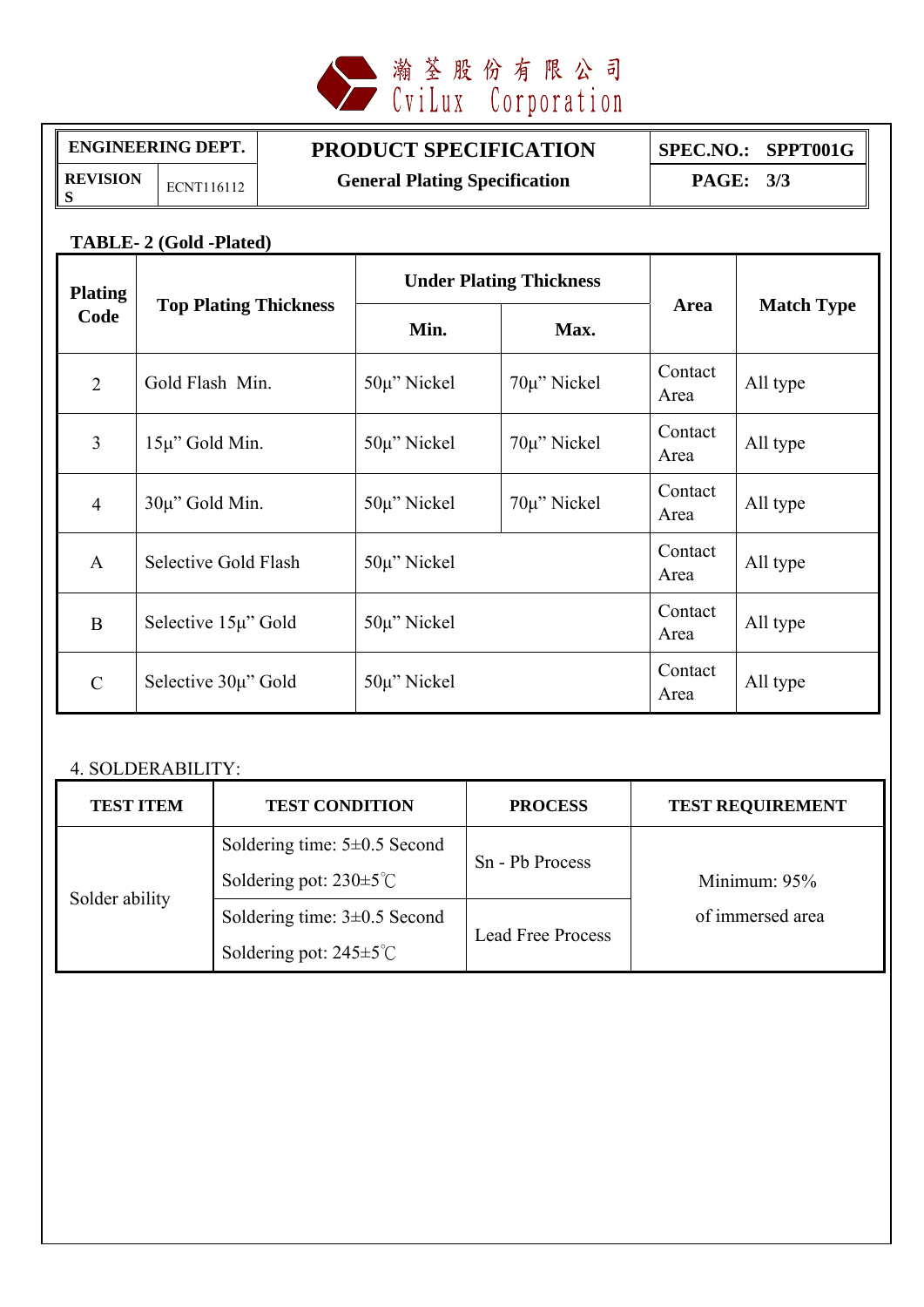瀚荃股份有限公司
CviLux Corporation

| ENGINEERING DEPT. | | PRODUCT SPECIFICATION | SPEC.NO.: SPPT001G |
|---|---|---|---|
| REVISIONS | ECNT116112 | General Plating Specification | PAGE: 3/3 |

**TABLE- 2 (Gold -Plated)**

| Plating Code | Top Plating Thickness | Under Plating Thickness | | Area | Match Type |
|---|---|---|---|---|---|
| | | Min. | Max. | | |
| 2 | Gold Flash Min. | 50μ" Nickel | 70μ" Nickel | Contact Area | All type |
| 3 | 15μ" Gold Min. | 50μ" Nickel | 70μ" Nickel | Contact Area | All type |
| 4 | 30μ" Gold Min. | 50μ" Nickel | 70μ" Nickel | Contact Area | All type |
| A | Selective Gold Flash | 50μ" Nickel | | Contact Area | All type |
| B | Selective 15μ" Gold | 50μ" Nickel | | Contact Area | All type |
| C | Selective 30μ" Gold | 50μ" Nickel | | Contact Area | All type |

4. SOLDERABILITY:

| TEST ITEM | TEST CONDITION | PROCESS | TEST REQUIREMENT |
|---|---|---|---|
| Solder ability | Soldering time: 5±0.5 Second<br>Soldering pot: 230±5℃ | Sn - Pb Process | Minimum: 95% of immersed area |
| | Soldering time: 3±0.5 Second<br>Soldering pot: 245±5℃ | Lead Free Process | |